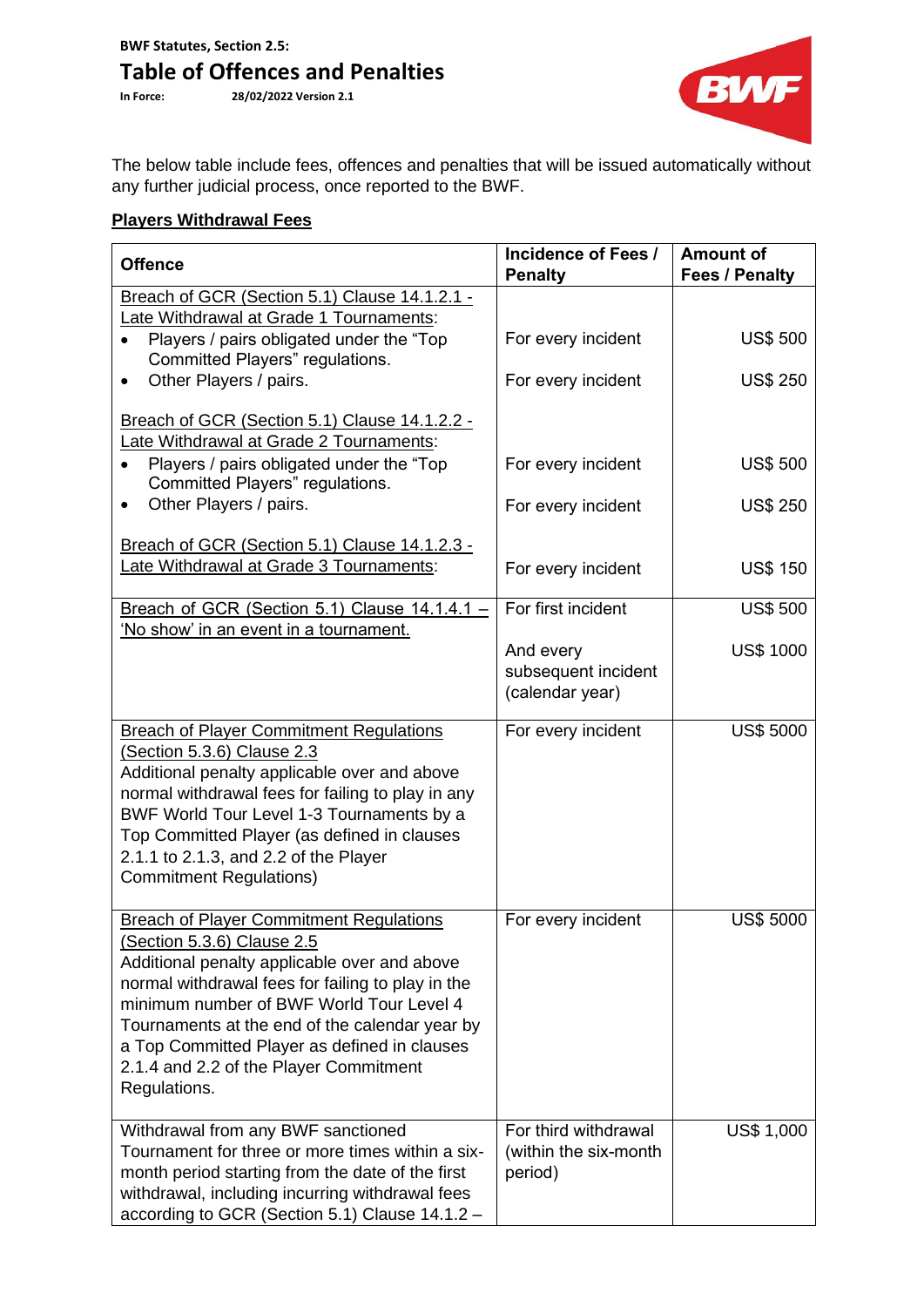**BWF Statutes, Section 2.5:**

# Table of Offences and Penalties

**In Force:** 28/02/2022 Version 2.1

The below table include fees, offences and penalties that will be issued automatically without any further judicial process, once reported to the BWF.

## Players Withdrawal Fees

| Offence | Incidence of Fees / Penalty | Amount of Fees / Penalty |
|---|---|---|
| Breach of GCR (Section 5.1) Clause 14.1.2.1 - Late Withdrawal at Grade 1 Tournaments: | | |
| • Players / pairs obligated under the "Top Committed Players" regulations. | For every incident | US$ 500 |
| • Other Players / pairs. | For every incident | US$ 250 |
| Breach of GCR (Section 5.1) Clause 14.1.2.2 - Late Withdrawal at Grade 2 Tournaments: | | |
| • Players / pairs obligated under the "Top Committed Players" regulations. | For every incident | US$ 500 |
| • Other Players / pairs. | For every incident | US$ 250 |
| Breach of GCR (Section 5.1) Clause 14.1.2.3 - Late Withdrawal at Grade 3 Tournaments: | For every incident | US$ 150 |
| Breach of GCR (Section 5.1) Clause 14.1.4.1 – 'No show' in an event in a tournament. | For first incident | US$ 500 |
| | And every subsequent incident (calendar year) | US$ 1000 |
| Breach of Player Commitment Regulations (Section 5.3.6) Clause 2.3 Additional penalty applicable over and above normal withdrawal fees for failing to play in any BWF World Tour Level 1-3 Tournaments by a Top Committed Player (as defined in clauses 2.1.1 to 2.1.3, and 2.2 of the Player Commitment Regulations) | For every incident | US$ 5000 |
| Breach of Player Commitment Regulations (Section 5.3.6) Clause 2.5 Additional penalty applicable over and above normal withdrawal fees for failing to play in the minimum number of BWF World Tour Level 4 Tournaments at the end of the calendar year by a Top Committed Player as defined in clauses 2.1.4 and 2.2 of the Player Commitment Regulations. | For every incident | US$ 5000 |
| Withdrawal from any BWF sanctioned Tournament for three or more times within a six-month period starting from the date of the first withdrawal, including incurring withdrawal fees according to GCR (Section 5.1) Clause 14.1.2 – | For third withdrawal (within the six-month period) | US$ 1,000 |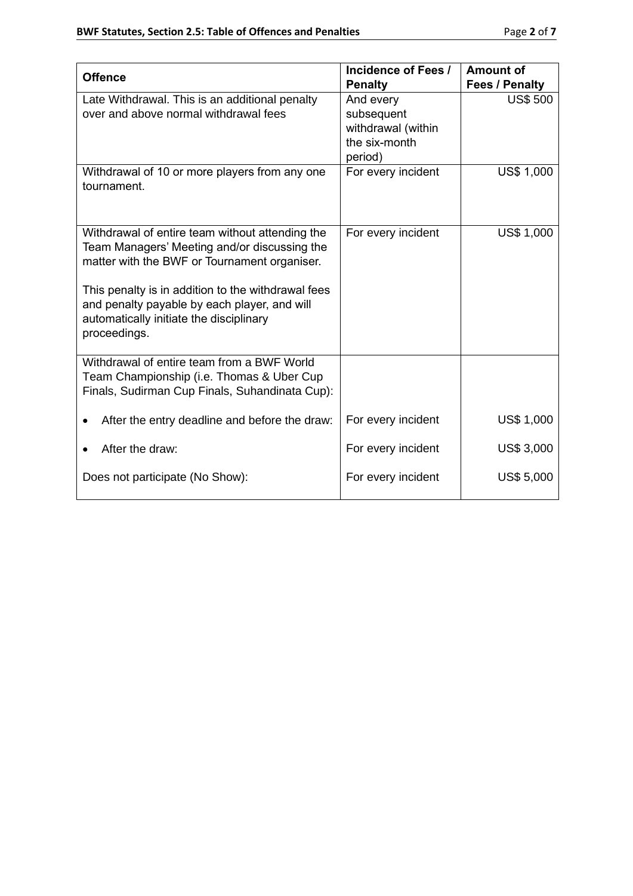| Offence | Incidence of Fees / Penalty | Amount of Fees / Penalty |
|---|---|---|
| Late Withdrawal. This is an additional penalty over and above normal withdrawal fees | And every subsequent withdrawal (within the six-month period) | US$ 500 |
| Withdrawal of 10 or more players from any one tournament. | For every incident | US$ 1,000 |
| Withdrawal of entire team without attending the Team Managers' Meeting and/or discussing the matter with the BWF or Tournament organiser.<br><br>This penalty is in addition to the withdrawal fees and penalty payable by each player, and will automatically initiate the disciplinary proceedings. | For every incident | US$ 1,000 |
| Withdrawal of entire team from a BWF World Team Championship (i.e. Thomas & Uber Cup Finals, Sudirman Cup Finals, Suhandinata Cup): | | |
| • After the entry deadline and before the draw: | For every incident | US$ 1,000 |
| • After the draw: | For every incident | US$ 3,000 |
| Does not participate (No Show): | For every incident | US$ 5,000 |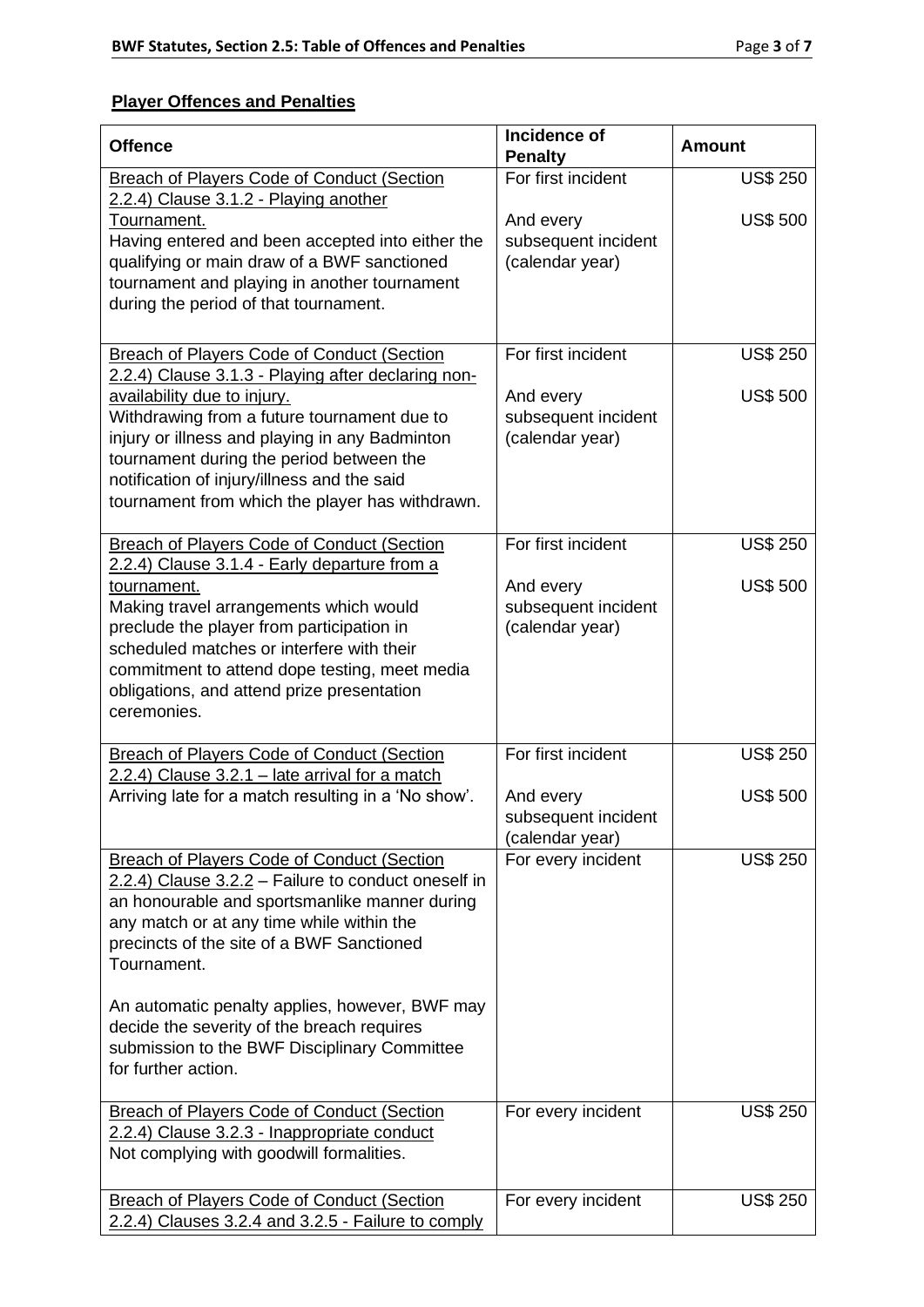## Player Offences and Penalties

| Offence | Incidence of Penalty | Amount |
|---|---|---|
| Breach of Players Code of Conduct (Section 2.2.4) Clause 3.1.2 - Playing another Tournament.<br>Having entered and been accepted into either the qualifying or main draw of a BWF sanctioned tournament and playing in another tournament during the period of that tournament. | For first incident<br><br>And every subsequent incident (calendar year) | US$ 250<br><br>US$ 500 |
| Breach of Players Code of Conduct (Section 2.2.4) Clause 3.1.3 - Playing after declaring non-availability due to injury.<br>Withdrawing from a future tournament due to injury or illness and playing in any Badminton tournament during the period between the notification of injury/illness and the said tournament from which the player has withdrawn. | For first incident<br><br>And every subsequent incident (calendar year) | US$ 250<br><br>US$ 500 |
| Breach of Players Code of Conduct (Section 2.2.4) Clause 3.1.4 - Early departure from a tournament.<br>Making travel arrangements which would preclude the player from participation in scheduled matches or interfere with their commitment to attend dope testing, meet media obligations, and attend prize presentation ceremonies. | For first incident<br><br>And every subsequent incident (calendar year) | US$ 250<br><br>US$ 500 |
| Breach of Players Code of Conduct (Section 2.2.4) Clause 3.2.1 – late arrival for a match<br>Arriving late for a match resulting in a 'No show'. | For first incident<br><br>And every subsequent incident (calendar year) | US$ 250<br><br>US$ 500 |
| Breach of Players Code of Conduct (Section 2.2.4) Clause 3.2.2 – Failure to conduct oneself in an honourable and sportsmanlike manner during any match or at any time while within the precincts of the site of a BWF Sanctioned Tournament.<br><br>An automatic penalty applies, however, BWF may decide the severity of the breach requires submission to the BWF Disciplinary Committee for further action. | For every incident | US$ 250 |
| Breach of Players Code of Conduct (Section 2.2.4) Clause 3.2.3 - Inappropriate conduct<br>Not complying with goodwill formalities. | For every incident | US$ 250 |
| Breach of Players Code of Conduct (Section 2.2.4) Clauses 3.2.4 and 3.2.5 - Failure to comply | For every incident | US$ 250 |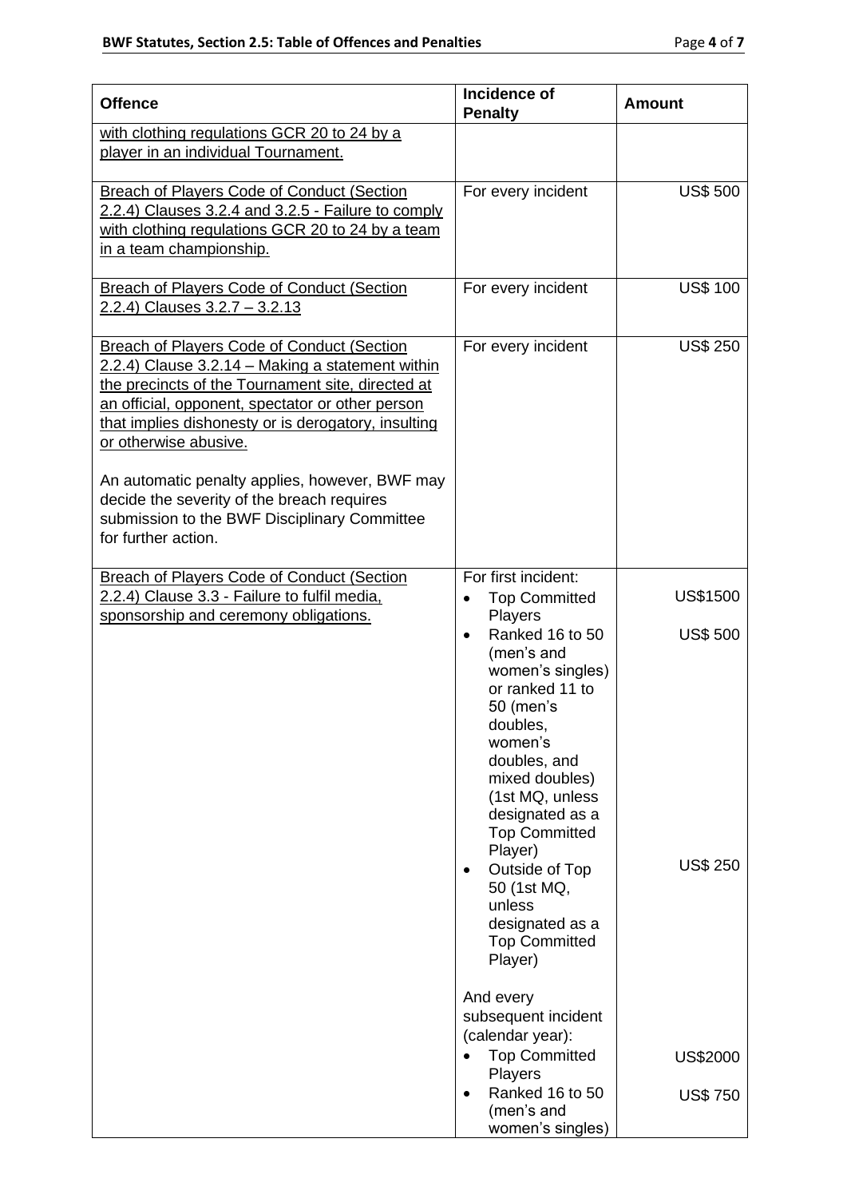| Offence | Incidence of Penalty | Amount |
|---|---|---|
| with clothing regulations GCR 20 to 24 by a player in an individual Tournament. | | |
| Breach of Players Code of Conduct (Section 2.2.4) Clauses 3.2.4 and 3.2.5 - Failure to comply with clothing regulations GCR 20 to 24 by a team in a team championship. | For every incident | US$ 500 |
| Breach of Players Code of Conduct (Section 2.2.4) Clauses 3.2.7 – 3.2.13 | For every incident | US$ 100 |
| Breach of Players Code of Conduct (Section 2.2.4) Clause 3.2.14 – Making a statement within the precincts of the Tournament site, directed at an official, opponent, spectator or other person that implies dishonesty or is derogatory, insulting or otherwise abusive.<br><br>An automatic penalty applies, however, BWF may decide the severity of the breach requires submission to the BWF Disciplinary Committee for further action. | For every incident | US$ 250 |
| Breach of Players Code of Conduct (Section 2.2.4) Clause 3.3 - Failure to fulfil media, sponsorship and ceremony obligations. | For first incident:<br>• Top Committed Players<br>• Ranked 16 to 50 (men's and women's singles) or ranked 11 to 50 (men's doubles, women's doubles, and mixed doubles) (1st MQ, unless designated as a Top Committed Player)<br>• Outside of Top 50 (1st MQ, unless designated as a Top Committed Player)<br><br>And every subsequent incident (calendar year):<br>• Top Committed Players<br>• Ranked 16 to 50 (men's and women's singles) | <br>US$1500<br>US$ 500<br><br><br><br>US$ 250<br><br><br><br>US$2000<br>US$ 750 |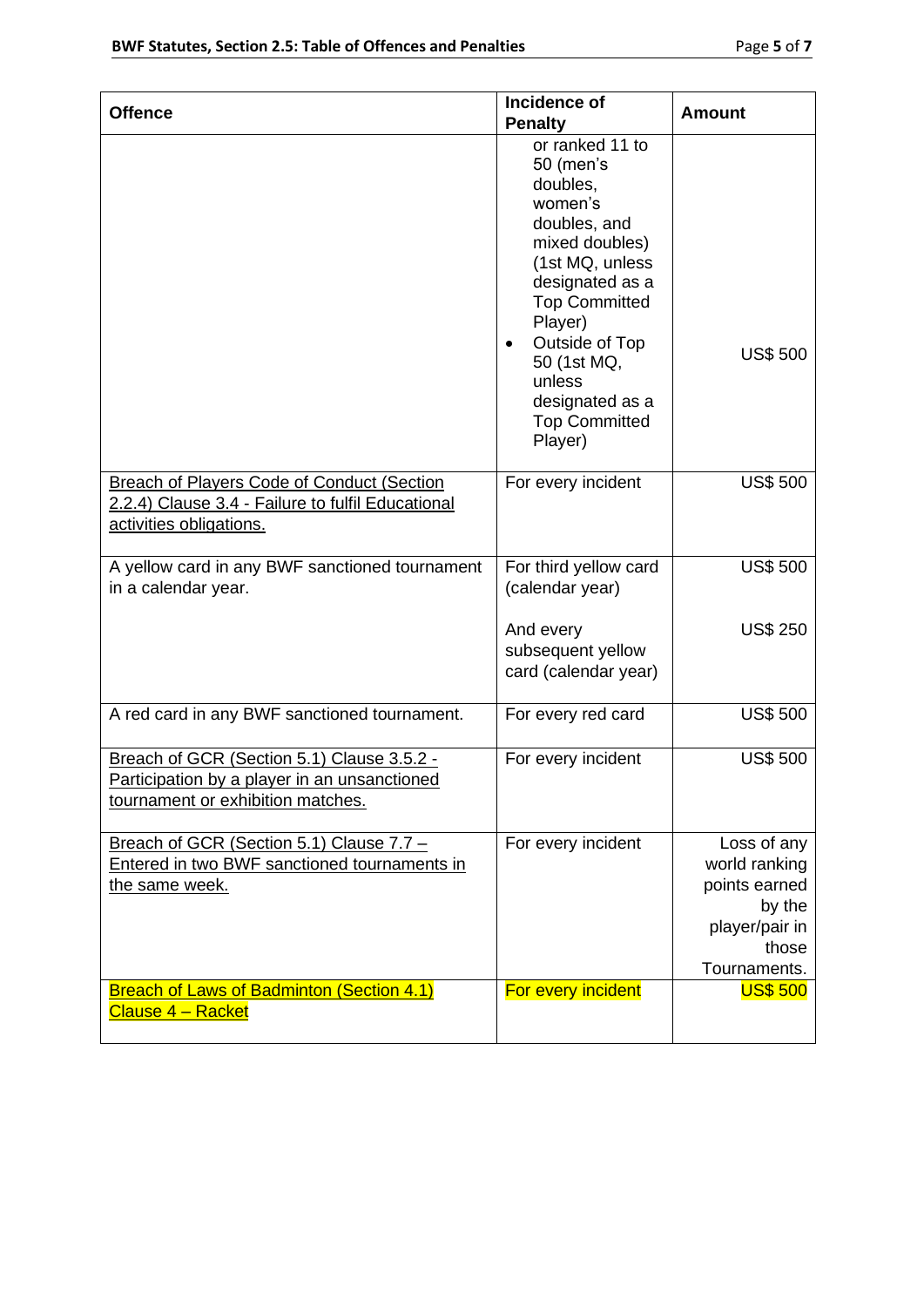| Offence | Incidence of Penalty | Amount |
|---|---|---|
| | or ranked 11 to 50 (men's doubles, women's doubles, and mixed doubles) (1st MQ, unless designated as a Top Committed Player)<br>• Outside of Top 50 (1st MQ, unless designated as a Top Committed Player) | US$ 500 |
| Breach of Players Code of Conduct (Section 2.2.4) Clause 3.4 - Failure to fulfil Educational activities obligations. | For every incident | US$ 500 |
| A yellow card in any BWF sanctioned tournament in a calendar year. | For third yellow card (calendar year)<br><br>And every subsequent yellow card (calendar year) | US$ 500<br><br>US$ 250 |
| A red card in any BWF sanctioned tournament. | For every red card | US$ 500 |
| Breach of GCR (Section 5.1) Clause 3.5.2 - Participation by a player in an unsanctioned tournament or exhibition matches. | For every incident | US$ 500 |
| Breach of GCR (Section 5.1) Clause 7.7 – Entered in two BWF sanctioned tournaments in the same week. | For every incident | Loss of any world ranking points earned by the player/pair in those Tournaments. |
| Breach of Laws of Badminton (Section 4.1) Clause 4 – Racket | For every incident | US$ 500 |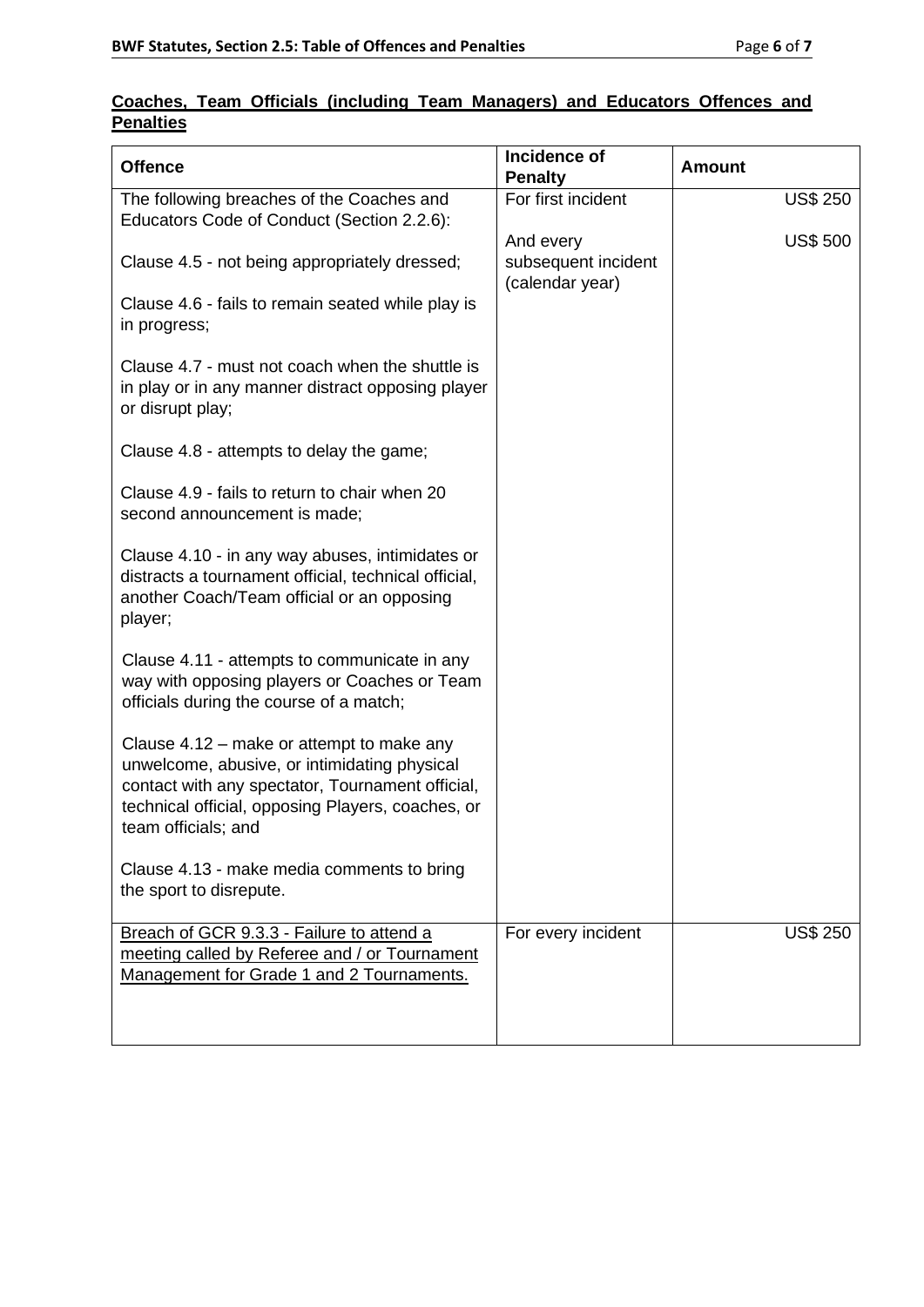**Coaches, Team Officials (including Team Managers) and Educators Offences and Penalties**

| Offence | Incidence of Penalty | Amount |
|---|---|---|
| The following breaches of the Coaches and Educators Code of Conduct (Section 2.2.6):<br><br>Clause 4.5 - not being appropriately dressed;<br><br>Clause 4.6 - fails to remain seated while play is in progress;<br><br>Clause 4.7 - must not coach when the shuttle is in play or in any manner distract opposing player or disrupt play;<br><br>Clause 4.8 - attempts to delay the game;<br><br>Clause 4.9 - fails to return to chair when 20 second announcement is made;<br><br>Clause 4.10 - in any way abuses, intimidates or distracts a tournament official, technical official, another Coach/Team official or an opposing player;<br><br>Clause 4.11 - attempts to communicate in any way with opposing players or Coaches or Team officials during the course of a match;<br><br>Clause 4.12 – make or attempt to make any unwelcome, abusive, or intimidating physical contact with any spectator, Tournament official, technical official, opposing Players, coaches, or team officials; and<br><br>Clause 4.13 - make media comments to bring the sport to disrepute. | For first incident<br><br>And every subsequent incident (calendar year) | US$ 250<br><br>US$ 500 |
| Breach of GCR 9.3.3 - Failure to attend a meeting called by Referee and / or Tournament Management for Grade 1 and 2 Tournaments. | For every incident | US$ 250 |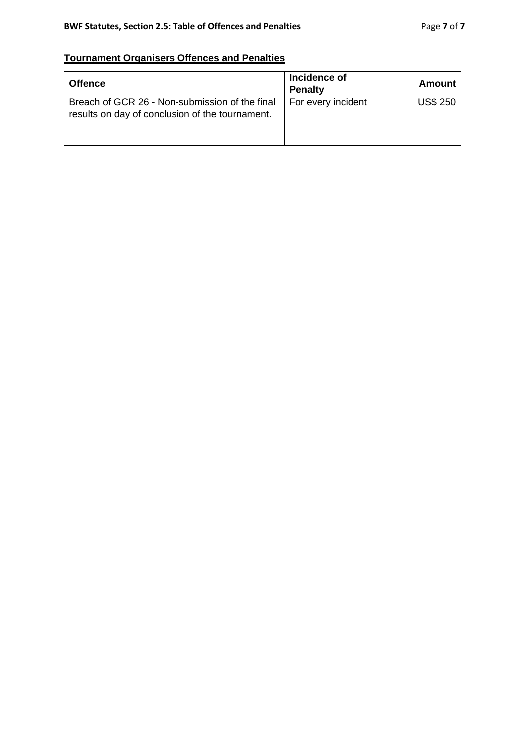## Tournament Organisers Offences and Penalties

| Offence | Incidence of Penalty | Amount |
|---|---|---|
| Breach of GCR 26 - Non-submission of the final results on day of conclusion of the tournament. | For every incident | US$ 250 |